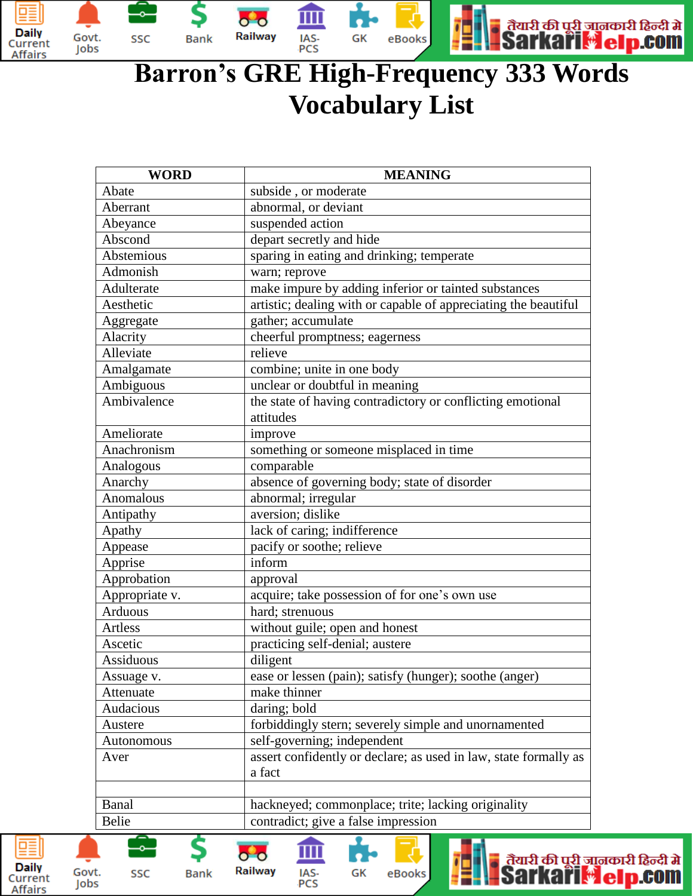# Barron's GRE High-Frequency 333 Words Vocabulary List

| WORD | MEANING |
|---|---|
| Abate | subside , or moderate |
| Aberrant | abnormal, or deviant |
| Abeyance | suspended action |
| Abscond | depart secretly and hide |
| Abstemious | sparing in eating and drinking; temperate |
| Admonish | warn; reprove |
| Adulterate | make impure by adding inferior or tainted substances |
| Aesthetic | artistic; dealing with or capable of appreciating the beautiful |
| Aggregate | gather; accumulate |
| Alacrity | cheerful promptness; eagerness |
| Alleviate | relieve |
| Amalgamate | combine; unite in one body |
| Ambiguous | unclear or doubtful in meaning |
| Ambivalence | the state of having contradictory or conflicting emotional attitudes |
| Ameliorate | improve |
| Anachronism | something or someone misplaced in time |
| Analogous | comparable |
| Anarchy | absence of governing body; state of disorder |
| Anomalous | abnormal; irregular |
| Antipathy | aversion; dislike |
| Apathy | lack of caring; indifference |
| Appease | pacify or soothe; relieve |
| Apprise | inform |
| Approbation | approval |
| Appropriate v. | acquire; take possession of for one's own use |
| Arduous | hard; strenuous |
| Artless | without guile; open and honest |
| Ascetic | practicing self-denial; austere |
| Assiduous | diligent |
| Assuage v. | ease or lessen (pain); satisfy (hunger); soothe (anger) |
| Attenuate | make thinner |
| Audacious | daring; bold |
| Austere | forbiddingly stern; severely simple and unornamented |
| Autonomous | self-governing; independent |
| Aver | assert confidently or declare; as used in law, state formally as a fact |
| | |
| Banal | hackneyed; commonplace; trite; lacking originality |
| Belie | contradict; give a false impression |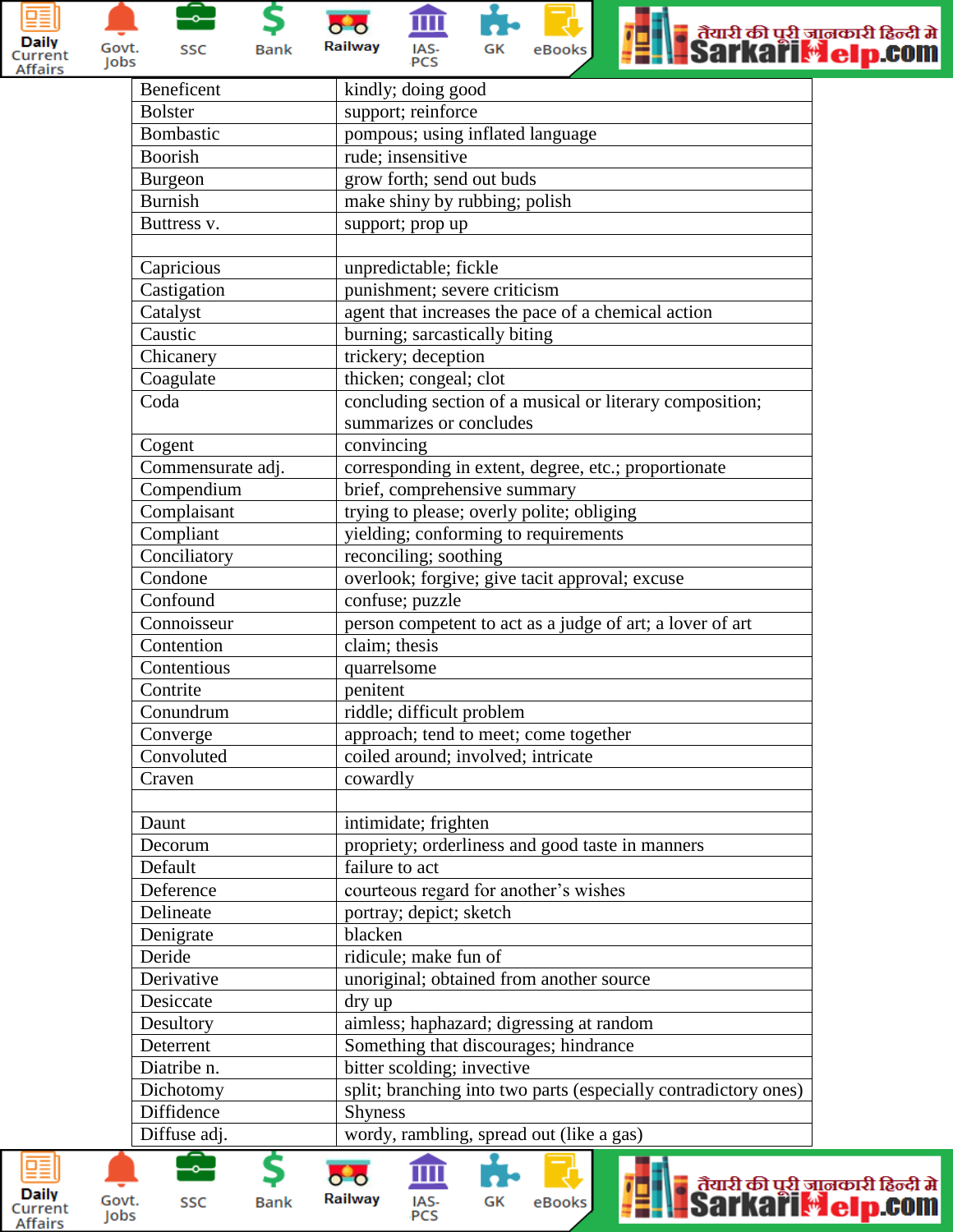| | |
|---|---|
| Beneficent | kindly; doing good |
| Bolster | support; reinforce |
| Bombastic | pompous; using inflated language |
| Boorish | rude; insensitive |
| Burgeon | grow forth; send out buds |
| Burnish | make shiny by rubbing; polish |
| Buttress v. | support; prop up |
| | |
| Capricious | unpredictable; fickle |
| Castigation | punishment; severe criticism |
| Catalyst | agent that increases the pace of a chemical action |
| Caustic | burning; sarcastically biting |
| Chicanery | trickery; deception |
| Coagulate | thicken; congeal; clot |
| Coda | concluding section of a musical or literary composition; summarizes or concludes |
| Cogent | convincing |
| Commensurate adj. | corresponding in extent, degree, etc.; proportionate |
| Compendium | brief, comprehensive summary |
| Complaisant | trying to please; overly polite; obliging |
| Compliant | yielding; conforming to requirements |
| Conciliatory | reconciling; soothing |
| Condone | overlook; forgive; give tacit approval; excuse |
| Confound | confuse; puzzle |
| Connoisseur | person competent to act as a judge of art; a lover of art |
| Contention | claim; thesis |
| Contentious | quarrelsome |
| Contrite | penitent |
| Conundrum | riddle; difficult problem |
| Converge | approach; tend to meet; come together |
| Convoluted | coiled around; involved; intricate |
| Craven | cowardly |
| | |
| Daunt | intimidate; frighten |
| Decorum | propriety; orderliness and good taste in manners |
| Default | failure to act |
| Deference | courteous regard for another's wishes |
| Delineate | portray; depict; sketch |
| Denigrate | blacken |
| Deride | ridicule; make fun of |
| Derivative | unoriginal; obtained from another source |
| Desiccate | dry up |
| Desultory | aimless; haphazard; digressing at random |
| Deterrent | Something that discourages; hindrance |
| Diatribe n. | bitter scolding; invective |
| Dichotomy | split; branching into two parts (especially contradictory ones) |
| Diffidence | Shyness |
| Diffuse adj. | wordy, rambling, spread out (like a gas) |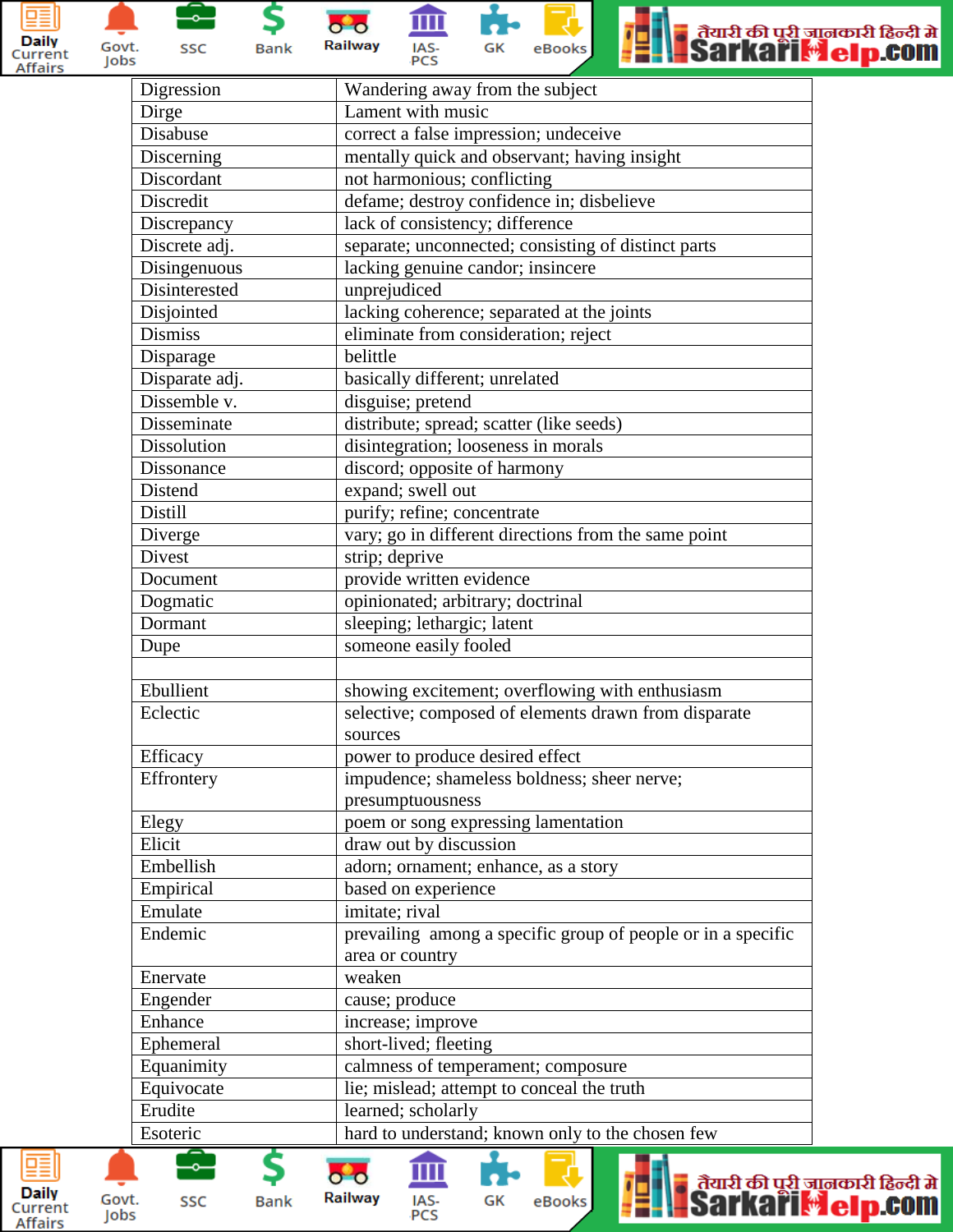| Digression | Wandering away from the subject |
|---|---|
| Dirge | Lament with music |
| Disabuse | correct a false impression; undeceive |
| Discerning | mentally quick and observant; having insight |
| Discordant | not harmonious; conflicting |
| Discredit | defame; destroy confidence in; disbelieve |
| Discrepancy | lack of consistency; difference |
| Discrete adj. | separate; unconnected; consisting of distinct parts |
| Disingenuous | lacking genuine candor; insincere |
| Disinterested | unprejudiced |
| Disjointed | lacking coherence; separated at the joints |
| Dismiss | eliminate from consideration; reject |
| Disparage | belittle |
| Disparate adj. | basically different; unrelated |
| Dissemble v. | disguise; pretend |
| Disseminate | distribute; spread; scatter (like seeds) |
| Dissolution | disintegration; looseness in morals |
| Dissonance | discord; opposite of harmony |
| Distend | expand; swell out |
| Distill | purify; refine; concentrate |
| Diverge | vary; go in different directions from the same point |
| Divest | strip; deprive |
| Document | provide written evidence |
| Dogmatic | opinionated; arbitrary; doctrinal |
| Dormant | sleeping; lethargic; latent |
| Dupe | someone easily fooled |
| | |
| Ebullient | showing excitement; overflowing with enthusiasm |
| Eclectic | selective; composed of elements drawn from disparate sources |
| Efficacy | power to produce desired effect |
| Effrontery | impudence; shameless boldness; sheer nerve; presumptuousness |
| Elegy | poem or song expressing lamentation |
| Elicit | draw out by discussion |
| Embellish | adorn; ornament; enhance, as a story |
| Empirical | based on experience |
| Emulate | imitate; rival |
| Endemic | prevailing among a specific group of people or in a specific area or country |
| Enervate | weaken |
| Engender | cause; produce |
| Enhance | increase; improve |
| Ephemeral | short-lived; fleeting |
| Equanimity | calmness of temperament; composure |
| Equivocate | lie; mislead; attempt to conceal the truth |
| Erudite | learned; scholarly |
| Esoteric | hard to understand; known only to the chosen few |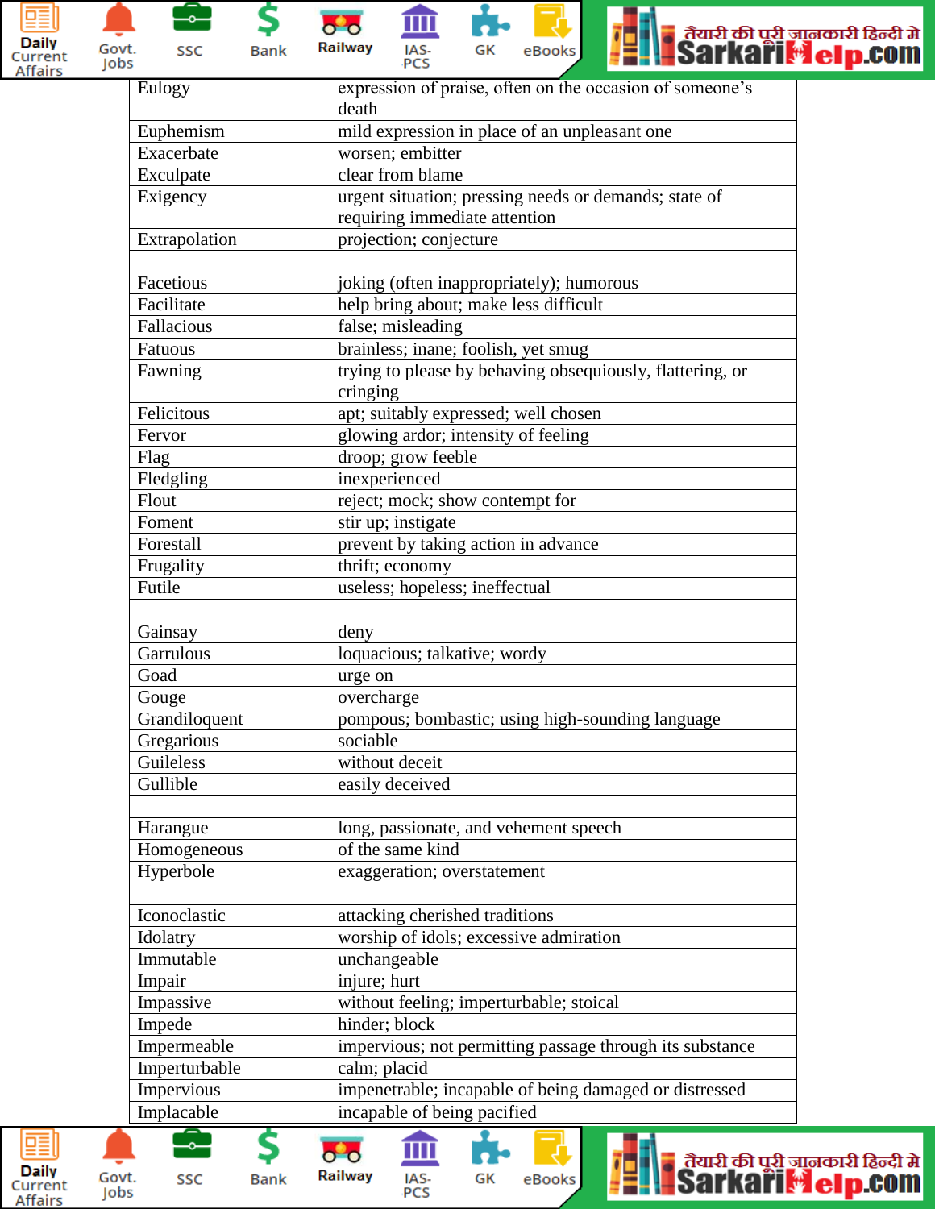| | |
|---|---|
| Eulogy | expression of praise, often on the occasion of someone's death |
| Euphemism | mild expression in place of an unpleasant one |
| Exacerbate | worsen; embitter |
| Exculpate | clear from blame |
| Exigency | urgent situation; pressing needs or demands; state of requiring immediate attention |
| Extrapolation | projection; conjecture |
| | |
| Facetious | joking (often inappropriately); humorous |
| Facilitate | help bring about; make less difficult |
| Fallacious | false; misleading |
| Fatuous | brainless; inane; foolish, yet smug |
| Fawning | trying to please by behaving obsequiously, flattering, or cringing |
| Felicitous | apt; suitably expressed; well chosen |
| Fervor | glowing ardor; intensity of feeling |
| Flag | droop; grow feeble |
| Fledgling | inexperienced |
| Flout | reject; mock; show contempt for |
| Foment | stir up; instigate |
| Forestall | prevent by taking action in advance |
| Frugality | thrift; economy |
| Futile | useless; hopeless; ineffectual |
| | |
| Gainsay | deny |
| Garrulous | loquacious; talkative; wordy |
| Goad | urge on |
| Gouge | overcharge |
| Grandiloquent | pompous; bombastic; using high-sounding language |
| Gregarious | sociable |
| Guileless | without deceit |
| Gullible | easily deceived |
| | |
| Harangue | long, passionate, and vehement speech |
| Homogeneous | of the same kind |
| Hyperbole | exaggeration; overstatement |
| | |
| Iconoclastic | attacking cherished traditions |
| Idolatry | worship of idols; excessive admiration |
| Immutable | unchangeable |
| Impair | injure; hurt |
| Impassive | without feeling; imperturbable; stoical |
| Impede | hinder; block |
| Impermeable | impervious; not permitting passage through its substance |
| Imperturbable | calm; placid |
| Impervious | impenetrable; incapable of being damaged or distressed |
| Implacable | incapable of being pacified |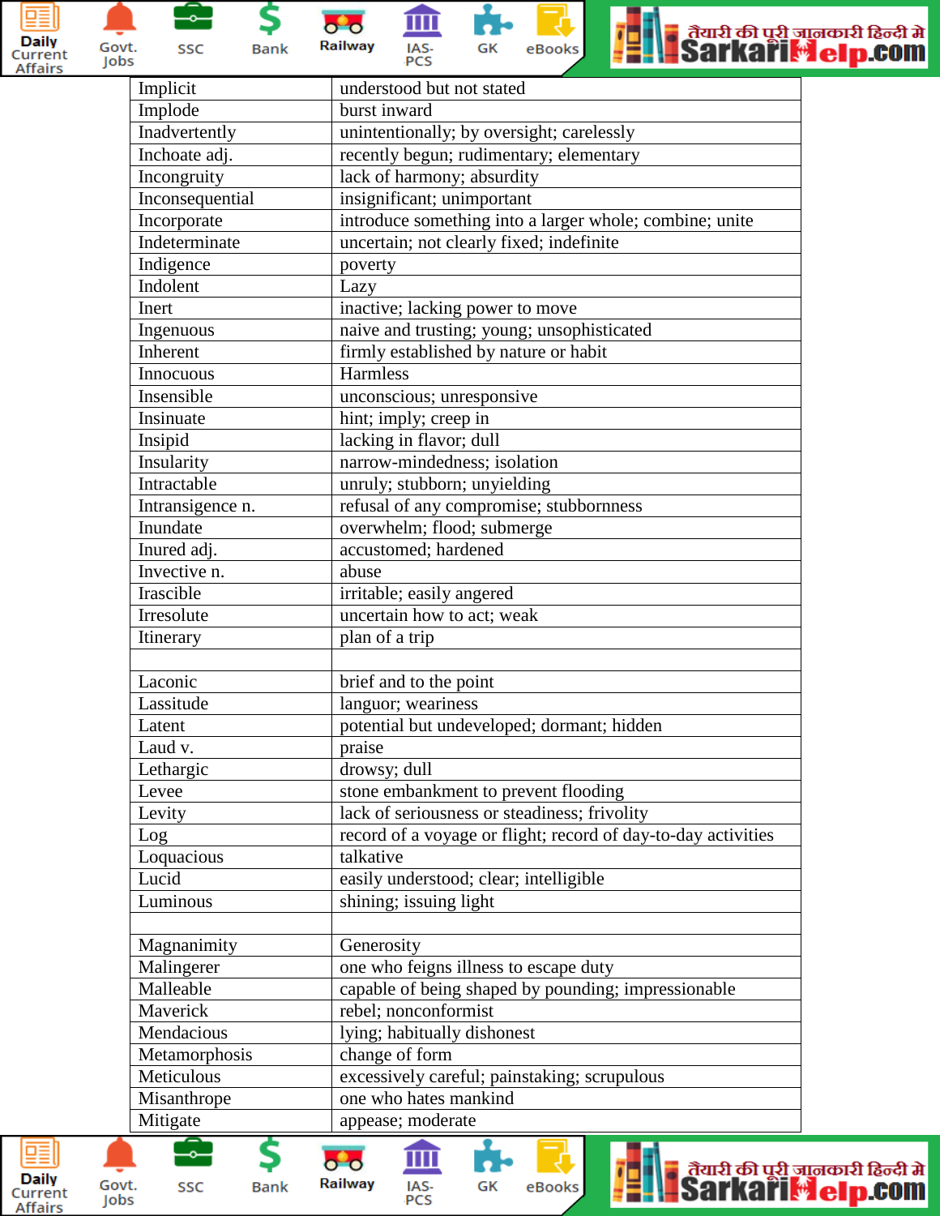| | |
|---|---|
| Implicit | understood but not stated |
| Implode | burst inward |
| Inadvertently | unintentionally; by oversight; carelessly |
| Inchoate adj. | recently begun; rudimentary; elementary |
| Incongruity | lack of harmony; absurdity |
| Inconsequential | insignificant; unimportant |
| Incorporate | introduce something into a larger whole; combine; unite |
| Indeterminate | uncertain; not clearly fixed; indefinite |
| Indigence | poverty |
| Indolent | Lazy |
| Inert | inactive; lacking power to move |
| Ingenuous | naive and trusting; young; unsophisticated |
| Inherent | firmly established by nature or habit |
| Innocuous | Harmless |
| Insensible | unconscious; unresponsive |
| Insinuate | hint; imply; creep in |
| Insipid | lacking in flavor; dull |
| Insularity | narrow-mindedness; isolation |
| Intractable | unruly; stubborn; unyielding |
| Intransigence n. | refusal of any compromise; stubbornness |
| Inundate | overwhelm; flood; submerge |
| Inured adj. | accustomed; hardened |
| Invective n. | abuse |
| Irascible | irritable; easily angered |
| Irresolute | uncertain how to act; weak |
| Itinerary | plan of a trip |
| | |
| Laconic | brief and to the point |
| Lassitude | languor; weariness |
| Latent | potential but undeveloped; dormant; hidden |
| Laud v. | praise |
| Lethargic | drowsy; dull |
| Levee | stone embankment to prevent flooding |
| Levity | lack of seriousness or steadiness; frivolity |
| Log | record of a voyage or flight; record of day-to-day activities |
| Loquacious | talkative |
| Lucid | easily understood; clear; intelligible |
| Luminous | shining; issuing light |
| | |
| Magnanimity | Generosity |
| Malingerer | one who feigns illness to escape duty |
| Malleable | capable of being shaped by pounding; impressionable |
| Maverick | rebel; nonconformist |
| Mendacious | lying; habitually dishonest |
| Metamorphosis | change of form |
| Meticulous | excessively careful; painstaking; scrupulous |
| Misanthrope | one who hates mankind |
| Mitigate | appease; moderate |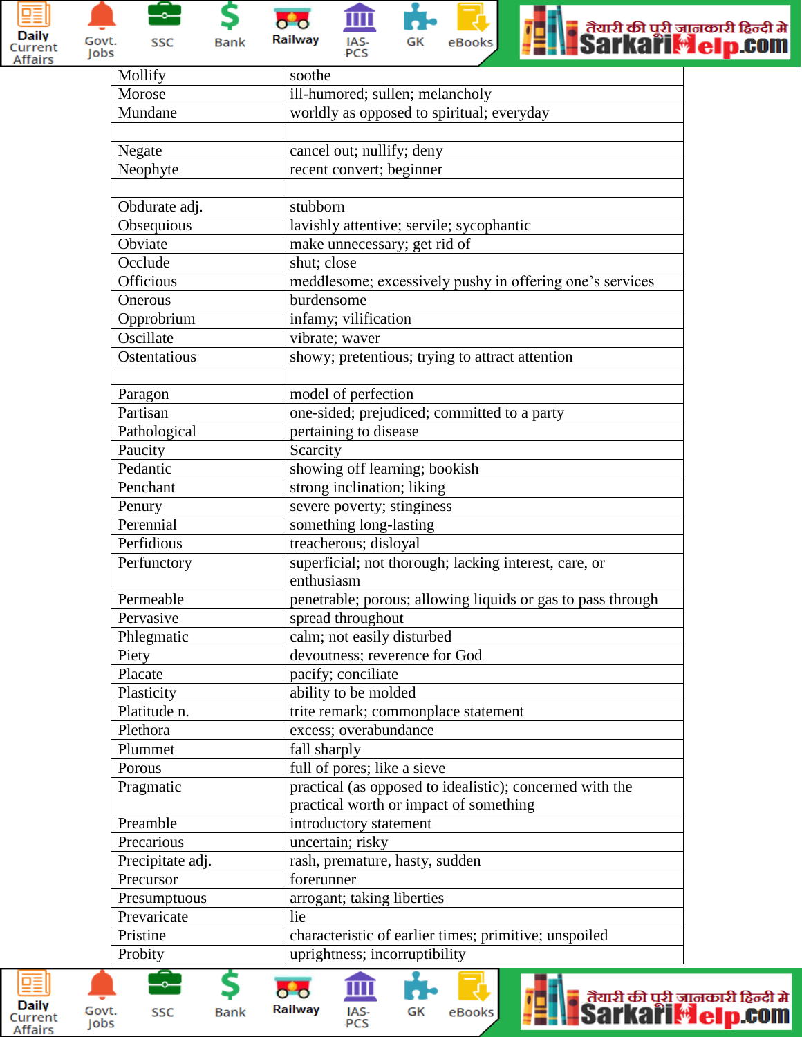| | |
|---|---|
| Mollify | soothe |
| Morose | ill-humored; sullen; melancholy |
| Mundane | worldly as opposed to spiritual; everyday |
| | |
| Negate | cancel out; nullify; deny |
| Neophyte | recent convert; beginner |
| | |
| Obdurate adj. | stubborn |
| Obsequious | lavishly attentive; servile; sycophantic |
| Obviate | make unnecessary; get rid of |
| Occlude | shut; close |
| Officious | meddlesome; excessively pushy in offering one’s services |
| Onerous | burdensome |
| Opprobrium | infamy; vilification |
| Oscillate | vibrate; waver |
| Ostentatious | showy; pretentious; trying to attract attention |
| | |
| Paragon | model of perfection |
| Partisan | one-sided; prejudiced; committed to a party |
| Pathological | pertaining to disease |
| Paucity | Scarcity |
| Pedantic | showing off learning; bookish |
| Penchant | strong inclination; liking |
| Penury | severe poverty; stinginess |
| Perennial | something long-lasting |
| Perfidious | treacherous; disloyal |
| Perfunctory | superficial; not thorough; lacking interest, care, or enthusiasm |
| Permeable | penetrable; porous; allowing liquids or gas to pass through |
| Pervasive | spread throughout |
| Phlegmatic | calm; not easily disturbed |
| Piety | devoutness; reverence for God |
| Placate | pacify; conciliate |
| Plasticity | ability to be molded |
| Platitude n. | trite remark; commonplace statement |
| Plethora | excess; overabundance |
| Plummet | fall sharply |
| Porous | full of pores; like a sieve |
| Pragmatic | practical (as opposed to idealistic); concerned with the practical worth or impact of something |
| Preamble | introductory statement |
| Precarious | uncertain; risky |
| Precipitate adj. | rash, premature, hasty, sudden |
| Precursor | forerunner |
| Presumptuous | arrogant; taking liberties |
| Prevaricate | lie |
| Pristine | characteristic of earlier times; primitive; unspoiled |
| Probity | uprightness; incorruptibility |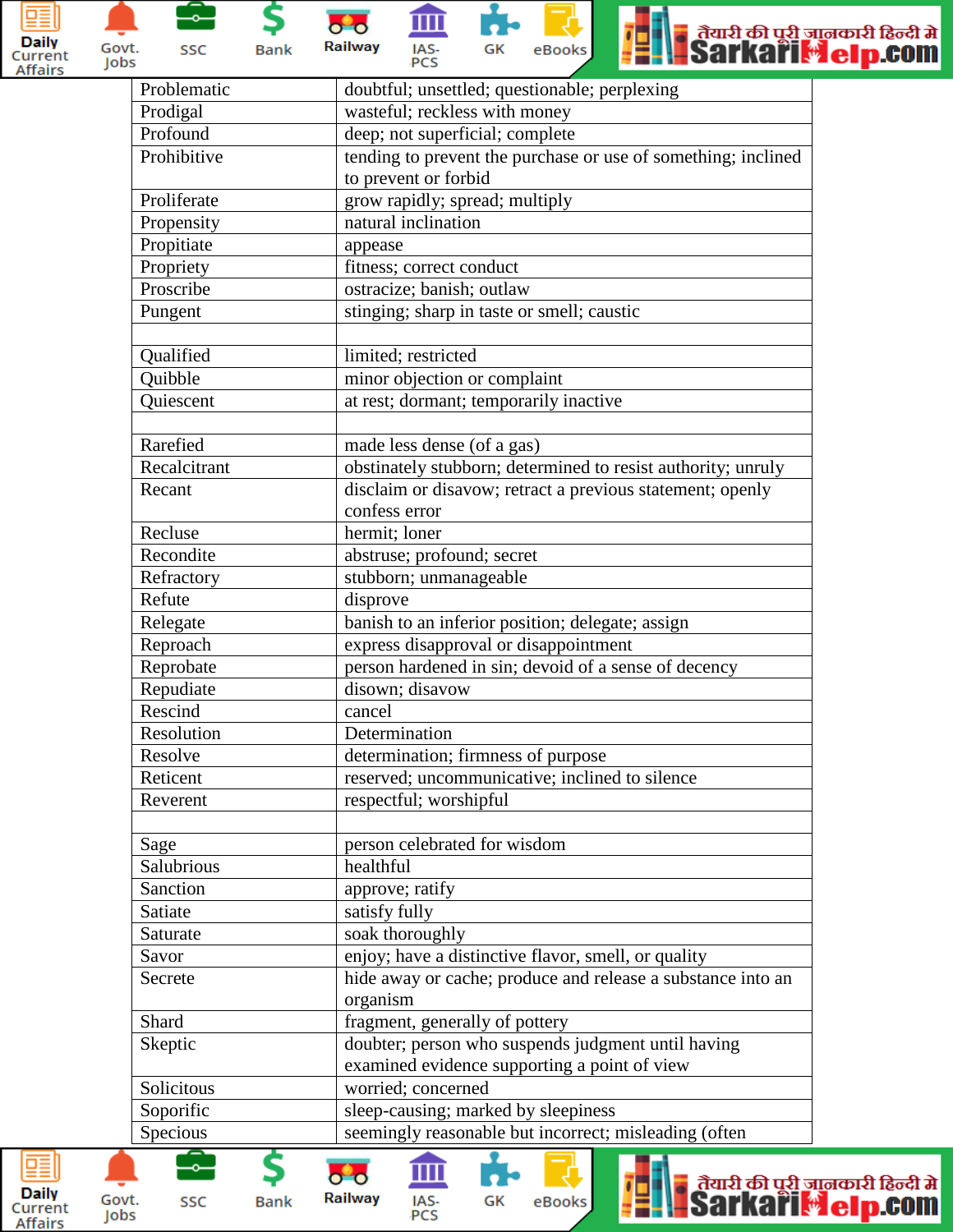| | |
|---|---|
| Problematic | doubtful; unsettled; questionable; perplexing |
| Prodigal | wasteful; reckless with money |
| Profound | deep; not superficial; complete |
| Prohibitive | tending to prevent the purchase or use of something; inclined to prevent or forbid |
| Proliferate | grow rapidly; spread; multiply |
| Propensity | natural inclination |
| Propitiate | appease |
| Propriety | fitness; correct conduct |
| Proscribe | ostracize; banish; outlaw |
| Pungent | stinging; sharp in taste or smell; caustic |
| | |
| Qualified | limited; restricted |
| Quibble | minor objection or complaint |
| Quiescent | at rest; dormant; temporarily inactive |
| | |
| Rarefied | made less dense (of a gas) |
| Recalcitrant | obstinately stubborn; determined to resist authority; unruly |
| Recant | disclaim or disavow; retract a previous statement; openly confess error |
| Recluse | hermit; loner |
| Recondite | abstruse; profound; secret |
| Refractory | stubborn; unmanageable |
| Refute | disprove |
| Relegate | banish to an inferior position; delegate; assign |
| Reproach | express disapproval or disappointment |
| Reprobate | person hardened in sin; devoid of a sense of decency |
| Repudiate | disown; disavow |
| Rescind | cancel |
| Resolution | Determination |
| Resolve | determination; firmness of purpose |
| Reticent | reserved; uncommunicative; inclined to silence |
| Reverent | respectful; worshipful |
| | |
| Sage | person celebrated for wisdom |
| Salubrious | healthful |
| Sanction | approve; ratify |
| Satiate | satisfy fully |
| Saturate | soak thoroughly |
| Savor | enjoy; have a distinctive flavor, smell, or quality |
| Secrete | hide away or cache; produce and release a substance into an organism |
| Shard | fragment, generally of pottery |
| Skeptic | doubter; person who suspends judgment until having examined evidence supporting a point of view |
| Solicitous | worried; concerned |
| Soporific | sleep-causing; marked by sleepiness |
| Specious | seemingly reasonable but incorrect; misleading (often |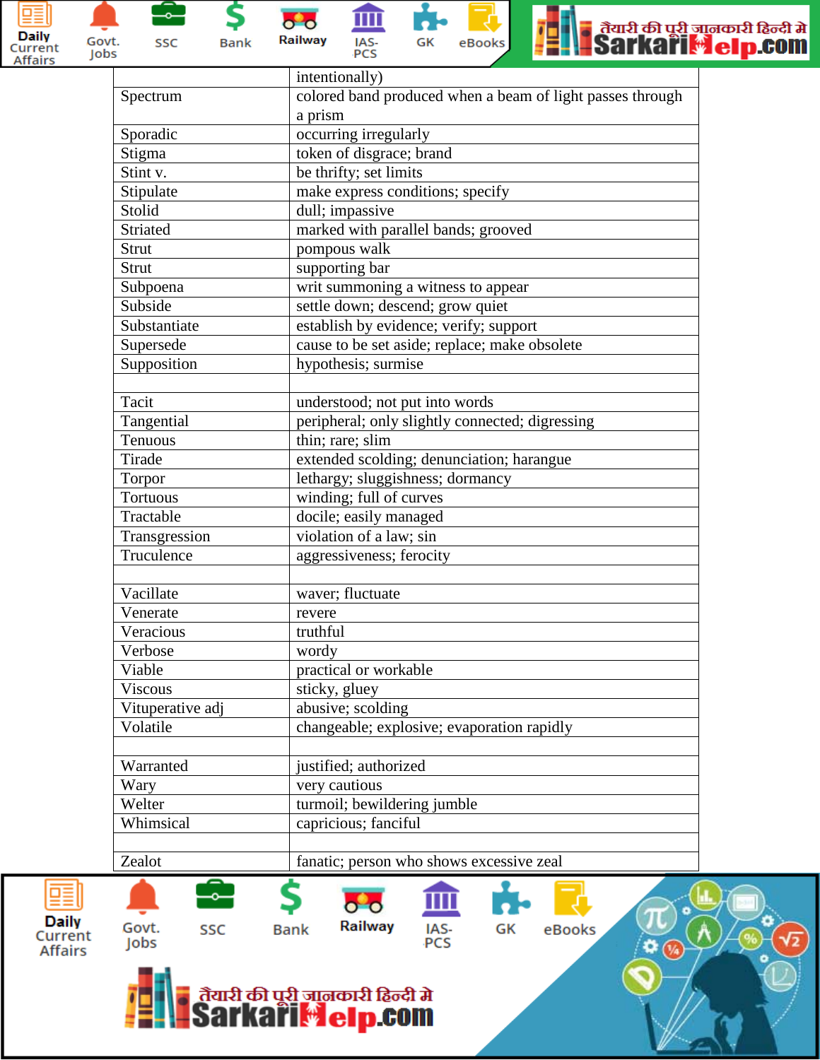| | |
|---|---|
| | intentionally) |
| Spectrum | colored band produced when a beam of light passes through a prism |
| Sporadic | occurring irregularly |
| Stigma | token of disgrace; brand |
| Stint v. | be thrifty; set limits |
| Stipulate | make express conditions; specify |
| Stolid | dull; impassive |
| Striated | marked with parallel bands; grooved |
| Strut | pompous walk |
| Strut | supporting bar |
| Subpoena | writ summoning a witness to appear |
| Subside | settle down; descend; grow quiet |
| Substantiate | establish by evidence; verify; support |
| Supersede | cause to be set aside; replace; make obsolete |
| Supposition | hypothesis; surmise |
| | |
| Tacit | understood; not put into words |
| Tangential | peripheral; only slightly connected; digressing |
| Tenuous | thin; rare; slim |
| Tirade | extended scolding; denunciation; harangue |
| Torpor | lethargy; sluggishness; dormancy |
| Tortuous | winding; full of curves |
| Tractable | docile; easily managed |
| Transgression | violation of a law; sin |
| Truculence | aggressiveness; ferocity |
| | |
| Vacillate | waver; fluctuate |
| Venerate | revere |
| Veracious | truthful |
| Verbose | wordy |
| Viable | practical or workable |
| Viscous | sticky, gluey |
| Vituperative adj | abusive; scolding |
| Volatile | changeable; explosive; evaporation rapidly |
| | |
| Warranted | justified; authorized |
| Wary | very cautious |
| Welter | turmoil; bewildering jumble |
| Whimsical | capricious; fanciful |
| | |
| Zealot | fanatic; person who shows excessive zeal |